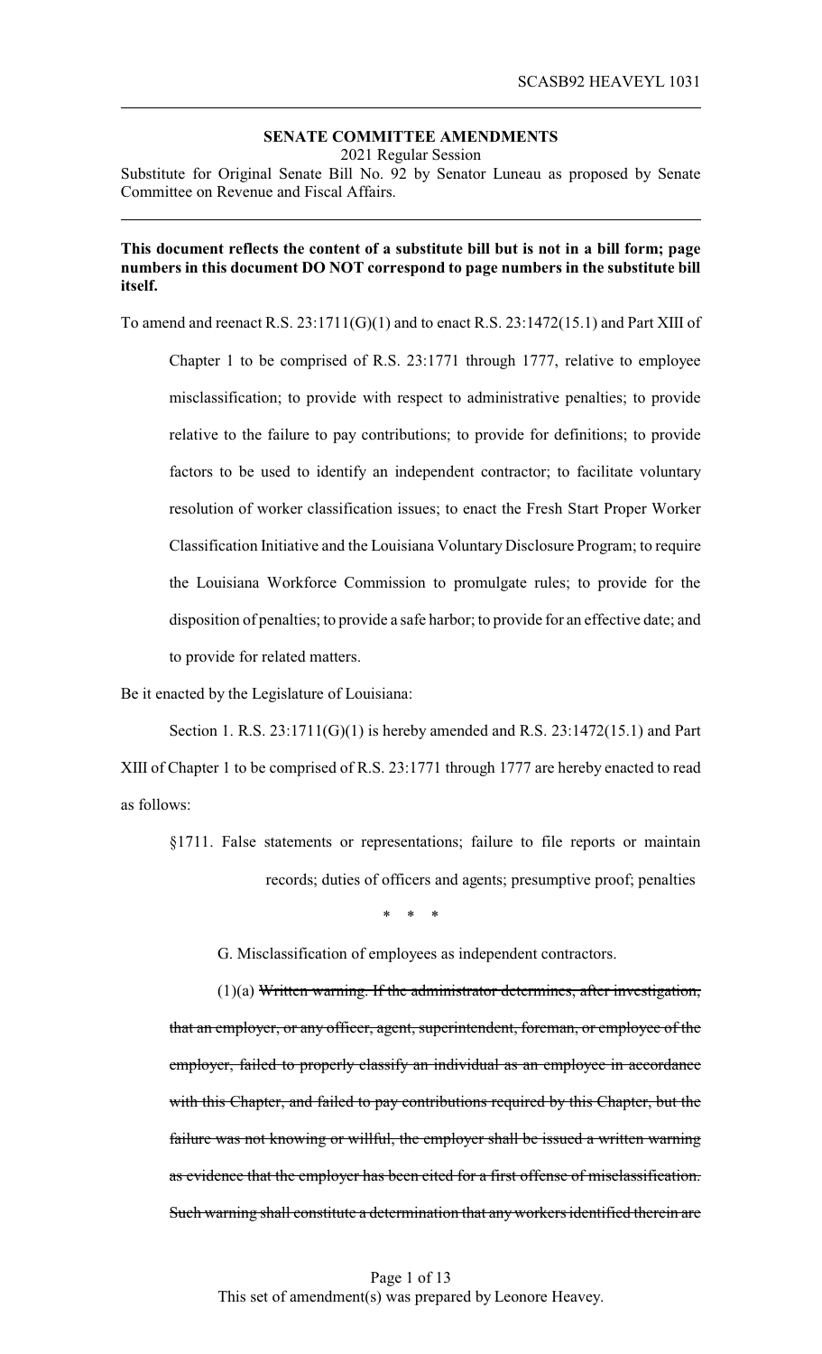**SENATE COMMITTEE AMENDMENTS**

2021 Regular Session

Substitute for Original Senate Bill No. 92 by Senator Luneau as proposed by Senate Committee on Revenue and Fiscal Affairs.

**This document reflects the content of a substitute bill but is not in a bill form; page numbers in this document DO NOT correspond to page numbers in the substitute bill itself.**

To amend and reenact R.S. 23:1711(G)(1) and to enact R.S. 23:1472(15.1) and Part XIII of Chapter 1 to be comprised of R.S. 23:1771 through 1777, relative to employee misclassification; to provide with respect to administrative penalties; to provide relative to the failure to pay contributions; to provide for definitions; to provide factors to be used to identify an independent contractor; to facilitate voluntary resolution of worker classification issues; to enact the Fresh Start Proper Worker Classification Initiative and the Louisiana Voluntary Disclosure Program; to require the Louisiana Workforce Commission to promulgate rules; to provide for the disposition of penalties; to provide a safe harbor; to provide for an effective date; and to provide for related matters.

Be it enacted by the Legislature of Louisiana:

Section 1. R.S. 23:1711(G)(1) is hereby amended and R.S. 23:1472(15.1) and Part XIII of Chapter 1 to be comprised of R.S. 23:1771 through 1777 are hereby enacted to read as follows:

§1711. False statements or representations; failure to file reports or maintain records; duties of officers and agents; presumptive proof; penalties

\* \* \*

G. Misclassification of employees as independent contractors.

(1)(a) ~~Written warning. If the administrator determines, after investigation, that an employer, or any officer, agent, superintendent, foreman, or employee of the employer, failed to properly classify an individual as an employee in accordance with this Chapter, and failed to pay contributions required by this Chapter, but the failure was not knowing or willful, the employer shall be issued a written warning as evidence that the employer has been cited for a first offense of misclassification. Such warning shall constitute a determination that any workers identified therein are~~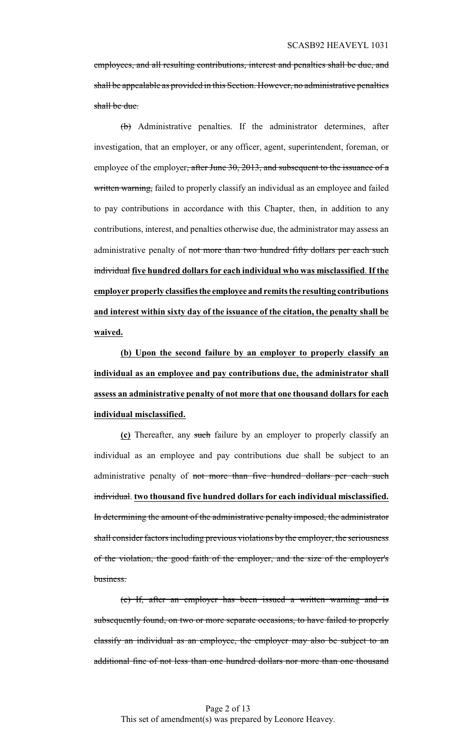~~employees, and all resulting contributions, interest and penalties shall be due, and shall be appealable as provided in this Section. However, no administrative penalties shall be due.~~

~~(b)~~ Administrative penalties. If the administrator determines, after investigation, that an employer, or any officer, agent, superintendent, foreman, or employee of the employer~~, after June 30, 2013, and subsequent to the issuance of a written warning,~~ failed to properly classify an individual as an employee and failed to pay contributions in accordance with this Chapter, then, in addition to any contributions, interest, and penalties otherwise due, the administrator may assess an administrative penalty of ~~not more than two hundred fifty dollars per each such individual~~ **five hundred dollars for each individual who was misclassified**. **If the employer properly classifies the employee and remits the resulting contributions and interest within sixty day of the issuance of the citation, the penalty shall be waived.**

**(b) Upon the second failure by an employer to properly classify an individual as an employee and pay contributions due, the administrator shall assess an administrative penalty of not more that one thousand dollars for each individual misclassified.**

**(c)** Thereafter, any ~~such~~ failure by an employer to properly classify an individual as an employee and pay contributions due shall be subject to an administrative penalty of ~~not more than five hundred dollars per each such individual~~. **two thousand five hundred dollars for each individual misclassified.** ~~In determining the amount of the administrative penalty imposed, the administrator shall consider factors including previous violations by the employer, the seriousness of the violation, the good faith of the employer, and the size of the employer's business.~~

~~(c) If, after an employer has been issued a written warning and is subsequently found, on two or more separate occasions, to have failed to properly classify an individual as an employee, the employer may also be subject to an additional fine of not less than one hundred dollars nor more than one thousand~~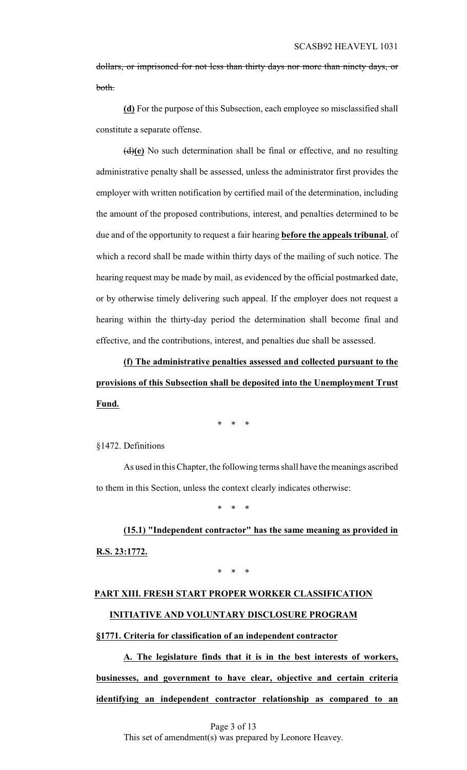~~dollars, or imprisoned for not less than thirty days nor more than ninety days, or both.~~

**(d)** For the purpose of this Subsection, each employee so misclassified shall constitute a separate offense.

~~(d)~~**(e)** No such determination shall be final or effective, and no resulting administrative penalty shall be assessed, unless the administrator first provides the employer with written notification by certified mail of the determination, including the amount of the proposed contributions, interest, and penalties determined to be due and of the opportunity to request a fair hearing **before the appeals tribunal**, of which a record shall be made within thirty days of the mailing of such notice. The hearing request may be made by mail, as evidenced by the official postmarked date, or by otherwise timely delivering such appeal. If the employer does not request a hearing within the thirty-day period the determination shall become final and effective, and the contributions, interest, and penalties due shall be assessed.

**(f) The administrative penalties assessed and collected pursuant to the provisions of this Subsection shall be deposited into the Unemployment Trust Fund.**

\* \* \*

§1472. Definitions

As used in this Chapter, the following terms shall have the meanings ascribed to them in this Section, unless the context clearly indicates otherwise:

\* \* \*

**(15.1) "Independent contractor" has the same meaning as provided in R.S. 23:1772.**

\* \* \*

**PART XIII. FRESH START PROPER WORKER CLASSIFICATION INITIATIVE AND VOLUNTARY DISCLOSURE PROGRAM**

**§1771. Criteria for classification of an independent contractor**

**A. The legislature finds that it is in the best interests of workers, businesses, and government to have clear, objective and certain criteria identifying an independent contractor relationship as compared to an**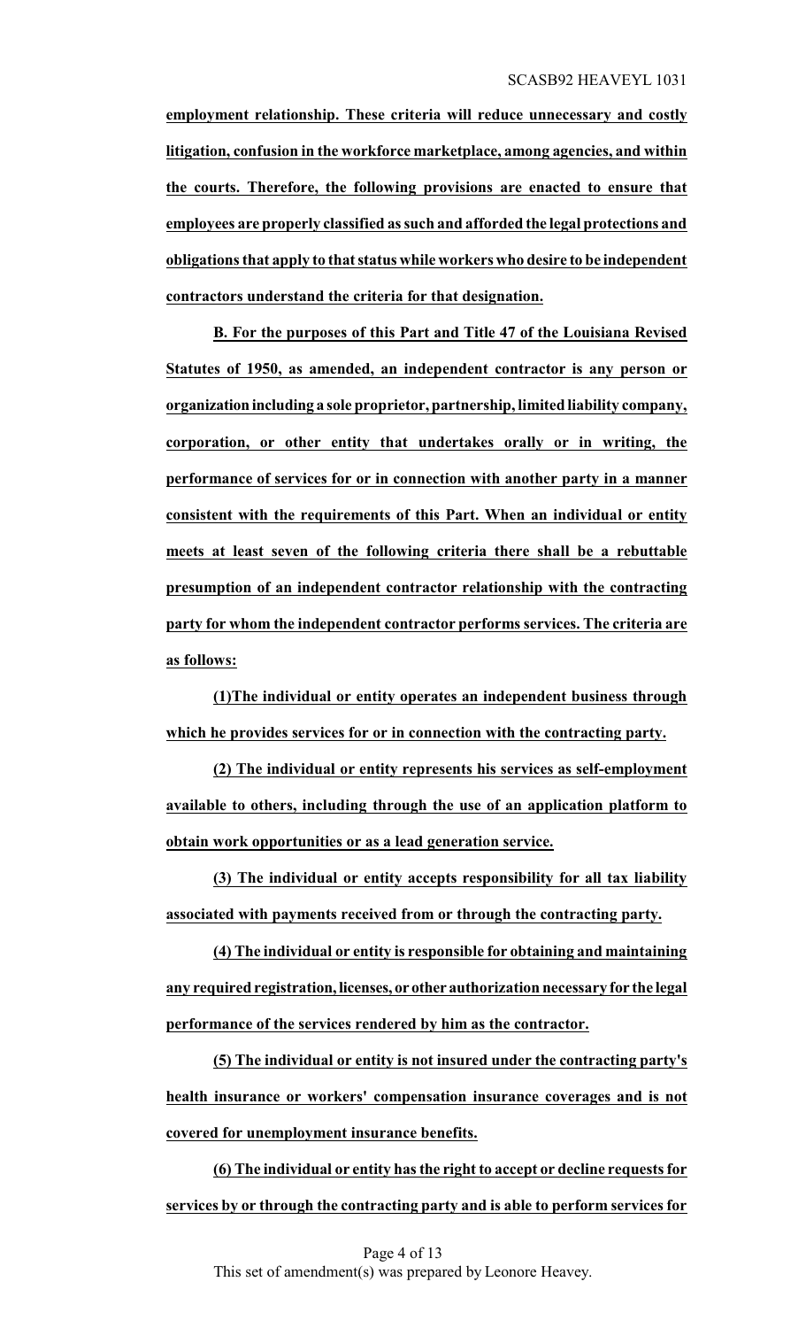**employment relationship. These criteria will reduce unnecessary and costly litigation, confusion in the workforce marketplace, among agencies, and within the courts. Therefore, the following provisions are enacted to ensure that employees are properly classified as such and afforded the legal protections and obligations that apply to that status while workers who desire to be independent contractors understand the criteria for that designation.**

**B. For the purposes of this Part and Title 47 of the Louisiana Revised Statutes of 1950, as amended, an independent contractor is any person or organization including a sole proprietor, partnership, limited liability company, corporation, or other entity that undertakes orally or in writing, the performance of services for or in connection with another party in a manner consistent with the requirements of this Part. When an individual or entity meets at least seven of the following criteria there shall be a rebuttable presumption of an independent contractor relationship with the contracting party for whom the independent contractor performs services. The criteria are as follows:**

**(1)The individual or entity operates an independent business through which he provides services for or in connection with the contracting party.**

**(2) The individual or entity represents his services as self-employment available to others, including through the use of an application platform to obtain work opportunities or as a lead generation service.**

**(3) The individual or entity accepts responsibility for all tax liability associated with payments received from or through the contracting party.**

**(4) The individual or entity is responsible for obtaining and maintaining any required registration, licenses, or other authorization necessary for the legal performance of the services rendered by him as the contractor.**

**(5) The individual or entity is not insured under the contracting party's health insurance or workers' compensation insurance coverages and is not covered for unemployment insurance benefits.**

**(6) The individual or entity has the right to accept or decline requests for services by or through the contracting party and is able to perform services for**

This set of amendment(s) was prepared by Leonore Heavey.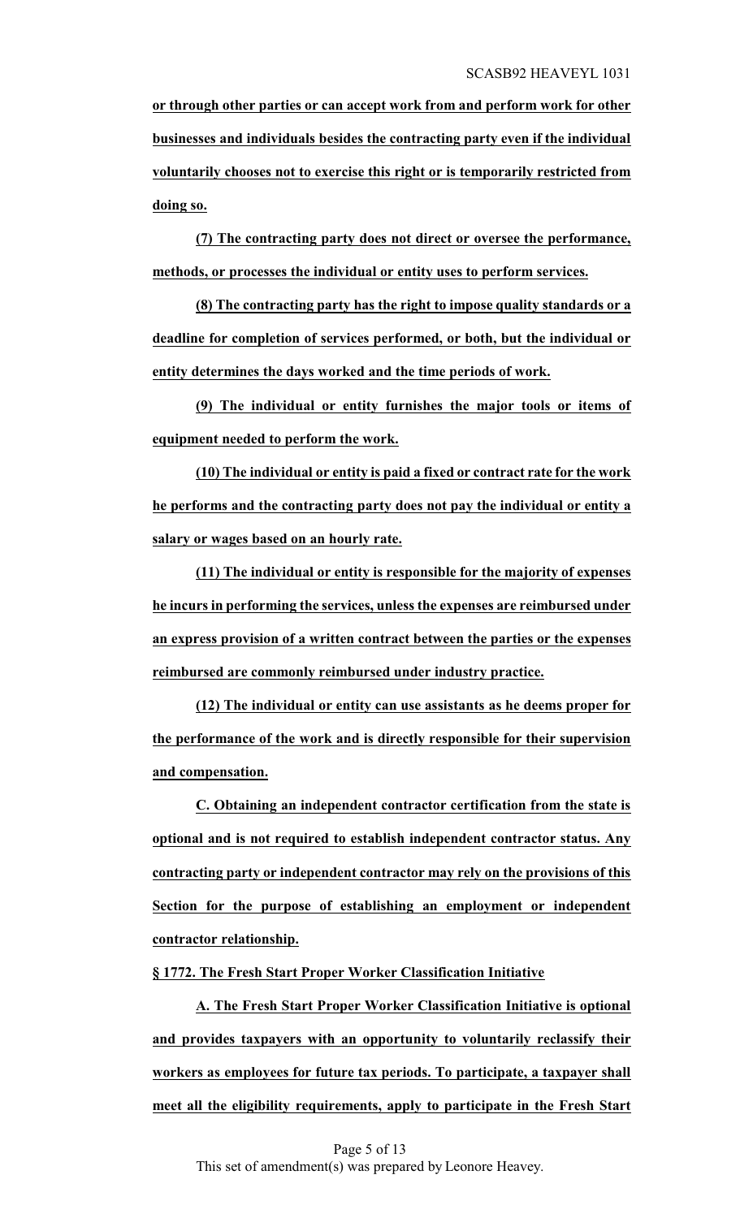**or through other parties or can accept work from and perform work for other businesses and individuals besides the contracting party even if the individual voluntarily chooses not to exercise this right or is temporarily restricted from doing so.**

**(7) The contracting party does not direct or oversee the performance, methods, or processes the individual or entity uses to perform services.**

**(8) The contracting party has the right to impose quality standards or a deadline for completion of services performed, or both, but the individual or entity determines the days worked and the time periods of work.**

**(9) The individual or entity furnishes the major tools or items of equipment needed to perform the work.**

**(10) The individual or entity is paid a fixed or contract rate for the work he performs and the contracting party does not pay the individual or entity a salary or wages based on an hourly rate.**

**(11) The individual or entity is responsible for the majority of expenses he incurs in performing the services, unless the expenses are reimbursed under an express provision of a written contract between the parties or the expenses reimbursed are commonly reimbursed under industry practice.**

**(12) The individual or entity can use assistants as he deems proper for the performance of the work and is directly responsible for their supervision and compensation.**

**C. Obtaining an independent contractor certification from the state is optional and is not required to establish independent contractor status. Any contracting party or independent contractor may rely on the provisions of this Section for the purpose of establishing an employment or independent contractor relationship.**

**§ 1772. The Fresh Start Proper Worker Classification Initiative**

**A. The Fresh Start Proper Worker Classification Initiative is optional and provides taxpayers with an opportunity to voluntarily reclassify their workers as employees for future tax periods. To participate, a taxpayer shall meet all the eligibility requirements, apply to participate in the Fresh Start**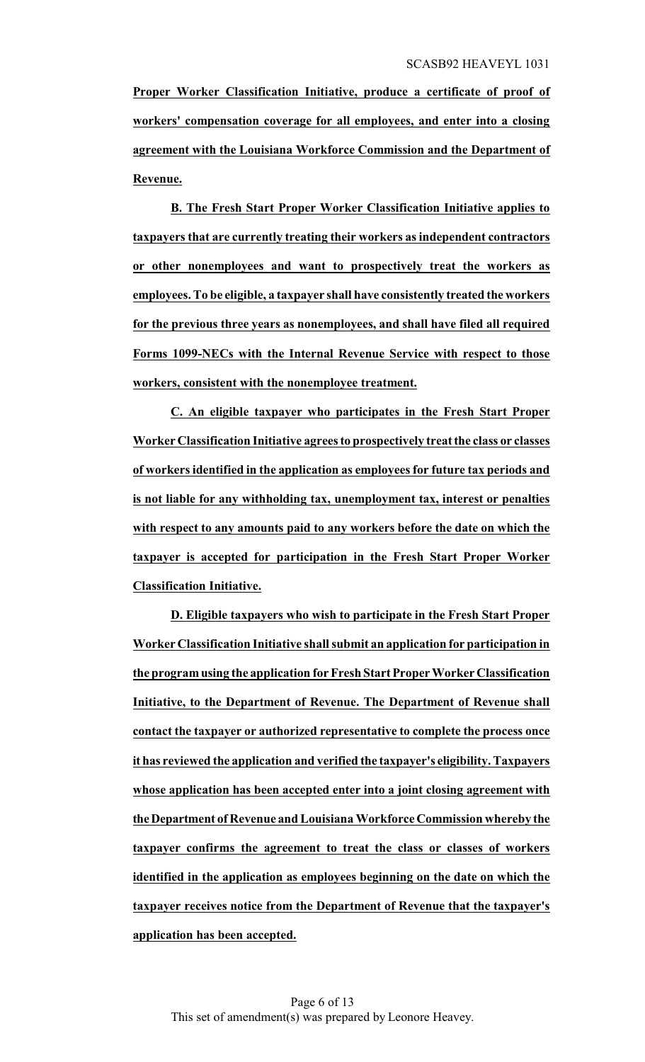**Proper Worker Classification Initiative, produce a certificate of proof of workers' compensation coverage for all employees, and enter into a closing agreement with the Louisiana Workforce Commission and the Department of Revenue.**

**B. The Fresh Start Proper Worker Classification Initiative applies to taxpayers that are currently treating their workers as independent contractors or other nonemployees and want to prospectively treat the workers as employees. To be eligible, a taxpayer shall have consistently treated the workers for the previous three years as nonemployees, and shall have filed all required Forms 1099-NECs with the Internal Revenue Service with respect to those workers, consistent with the nonemployee treatment.**

**C. An eligible taxpayer who participates in the Fresh Start Proper Worker Classification Initiative agrees to prospectively treat the class or classes of workers identified in the application as employees for future tax periods and is not liable for any withholding tax, unemployment tax, interest or penalties with respect to any amounts paid to any workers before the date on which the taxpayer is accepted for participation in the Fresh Start Proper Worker Classification Initiative.**

**D. Eligible taxpayers who wish to participate in the Fresh Start Proper Worker Classification Initiative shall submit an application for participation in the program using the application for Fresh Start Proper Worker Classification Initiative, to the Department of Revenue. The Department of Revenue shall contact the taxpayer or authorized representative to complete the process once it has reviewed the application and verified the taxpayer's eligibility. Taxpayers whose application has been accepted enter into a joint closing agreement with the Department of Revenue and Louisiana Workforce Commission whereby the taxpayer confirms the agreement to treat the class or classes of workers identified in the application as employees beginning on the date on which the taxpayer receives notice from the Department of Revenue that the taxpayer's application has been accepted.**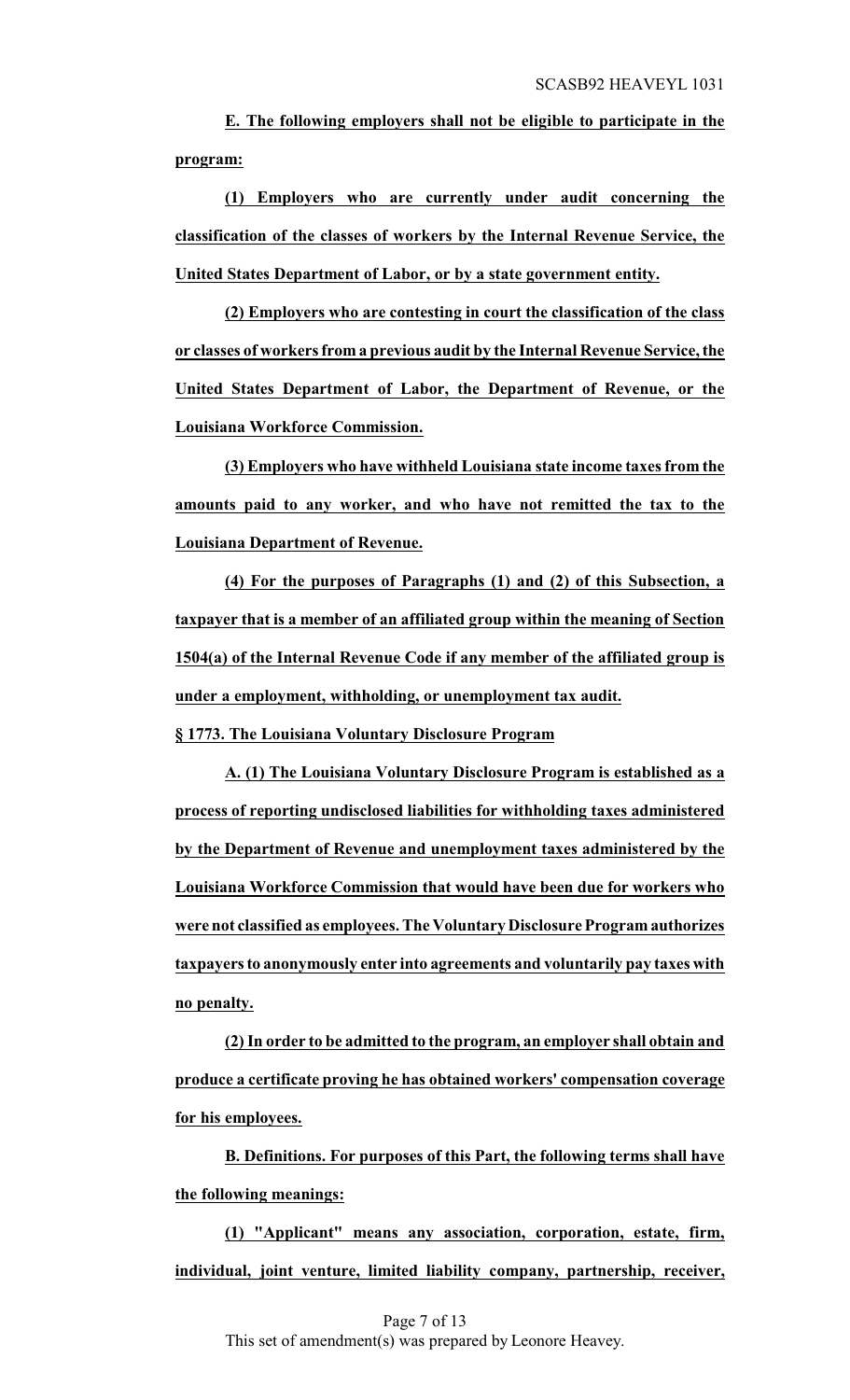**E. The following employers shall not be eligible to participate in the program:**

**(1) Employers who are currently under audit concerning the classification of the classes of workers by the Internal Revenue Service, the United States Department of Labor, or by a state government entity.**

**(2) Employers who are contesting in court the classification of the class or classes of workers from a previous audit by the Internal Revenue Service, the United States Department of Labor, the Department of Revenue, or the Louisiana Workforce Commission.**

**(3) Employers who have withheld Louisiana state income taxes from the amounts paid to any worker, and who have not remitted the tax to the Louisiana Department of Revenue.**

**(4) For the purposes of Paragraphs (1) and (2) of this Subsection, a taxpayer that is a member of an affiliated group within the meaning of Section 1504(a) of the Internal Revenue Code if any member of the affiliated group is under a employment, withholding, or unemployment tax audit.**

**§ 1773. The Louisiana Voluntary Disclosure Program**

**A. (1) The Louisiana Voluntary Disclosure Program is established as a process of reporting undisclosed liabilities for withholding taxes administered by the Department of Revenue and unemployment taxes administered by the Louisiana Workforce Commission that would have been due for workers who were not classified as employees. The Voluntary Disclosure Program authorizes taxpayers to anonymously enter into agreements and voluntarily pay taxes with no penalty.**

**(2) In order to be admitted to the program, an employer shall obtain and produce a certificate proving he has obtained workers' compensation coverage for his employees.**

**B. Definitions. For purposes of this Part, the following terms shall have the following meanings:**

**(1) "Applicant" means any association, corporation, estate, firm, individual, joint venture, limited liability company, partnership, receiver,**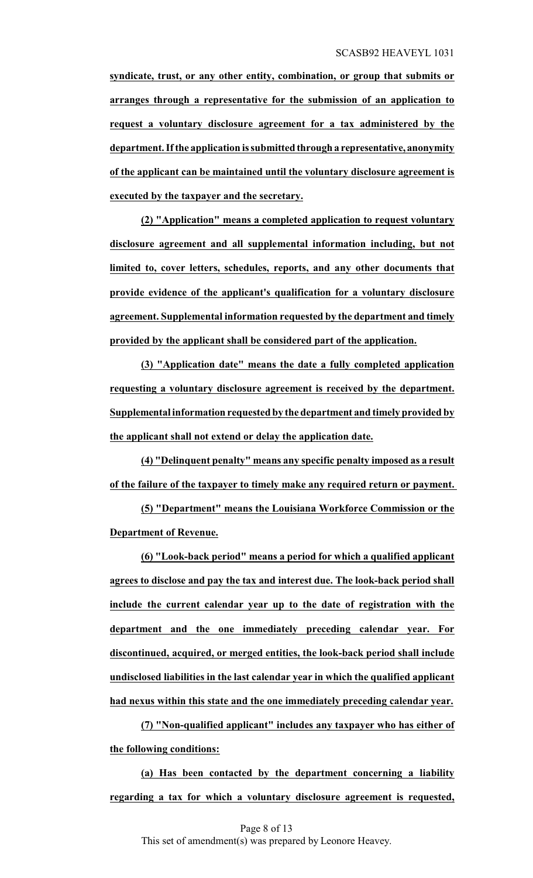**syndicate, trust, or any other entity, combination, or group that submits or arranges through a representative for the submission of an application to request a voluntary disclosure agreement for a tax administered by the department. If the application is submitted through a representative, anonymity of the applicant can be maintained until the voluntary disclosure agreement is executed by the taxpayer and the secretary.**

**(2) "Application" means a completed application to request voluntary disclosure agreement and all supplemental information including, but not limited to, cover letters, schedules, reports, and any other documents that provide evidence of the applicant's qualification for a voluntary disclosure agreement. Supplemental information requested by the department and timely provided by the applicant shall be considered part of the application.**

**(3) "Application date" means the date a fully completed application requesting a voluntary disclosure agreement is received by the department. Supplemental information requested by the department and timely provided by the applicant shall not extend or delay the application date.**

**(4) "Delinquent penalty" means any specific penalty imposed as a result of the failure of the taxpayer to timely make any required return or payment.**

**(5) "Department" means the Louisiana Workforce Commission or the Department of Revenue.**

**(6) "Look-back period" means a period for which a qualified applicant agrees to disclose and pay the tax and interest due. The look-back period shall include the current calendar year up to the date of registration with the department and the one immediately preceding calendar year. For discontinued, acquired, or merged entities, the look-back period shall include undisclosed liabilities in the last calendar year in which the qualified applicant had nexus within this state and the one immediately preceding calendar year.**

**(7) "Non-qualified applicant" includes any taxpayer who has either of the following conditions:**

**(a) Has been contacted by the department concerning a liability regarding a tax for which a voluntary disclosure agreement is requested,**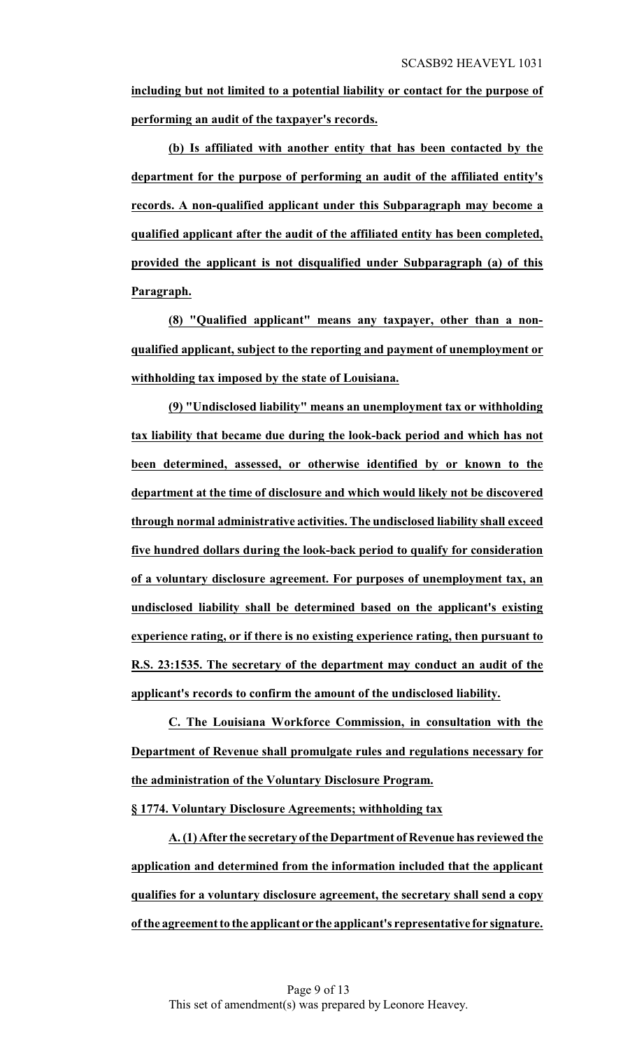**including but not limited to a potential liability or contact for the purpose of performing an audit of the taxpayer's records.**

**(b) Is affiliated with another entity that has been contacted by the department for the purpose of performing an audit of the affiliated entity's records. A non-qualified applicant under this Subparagraph may become a qualified applicant after the audit of the affiliated entity has been completed, provided the applicant is not disqualified under Subparagraph (a) of this Paragraph.**

**(8) "Qualified applicant" means any taxpayer, other than a non-qualified applicant, subject to the reporting and payment of unemployment or withholding tax imposed by the state of Louisiana.**

**(9) "Undisclosed liability" means an unemployment tax or withholding tax liability that became due during the look-back period and which has not been determined, assessed, or otherwise identified by or known to the department at the time of disclosure and which would likely not be discovered through normal administrative activities. The undisclosed liability shall exceed five hundred dollars during the look-back period to qualify for consideration of a voluntary disclosure agreement. For purposes of unemployment tax, an undisclosed liability shall be determined based on the applicant's existing experience rating, or if there is no existing experience rating, then pursuant to R.S. 23:1535. The secretary of the department may conduct an audit of the applicant's records to confirm the amount of the undisclosed liability.**

**C. The Louisiana Workforce Commission, in consultation with the Department of Revenue shall promulgate rules and regulations necessary for the administration of the Voluntary Disclosure Program.**

**§ 1774. Voluntary Disclosure Agreements; withholding tax**

**A. (1) After the secretary of the Department of Revenue has reviewed the application and determined from the information included that the applicant qualifies for a voluntary disclosure agreement, the secretary shall send a copy of the agreement to the applicant or the applicant's representative for signature.**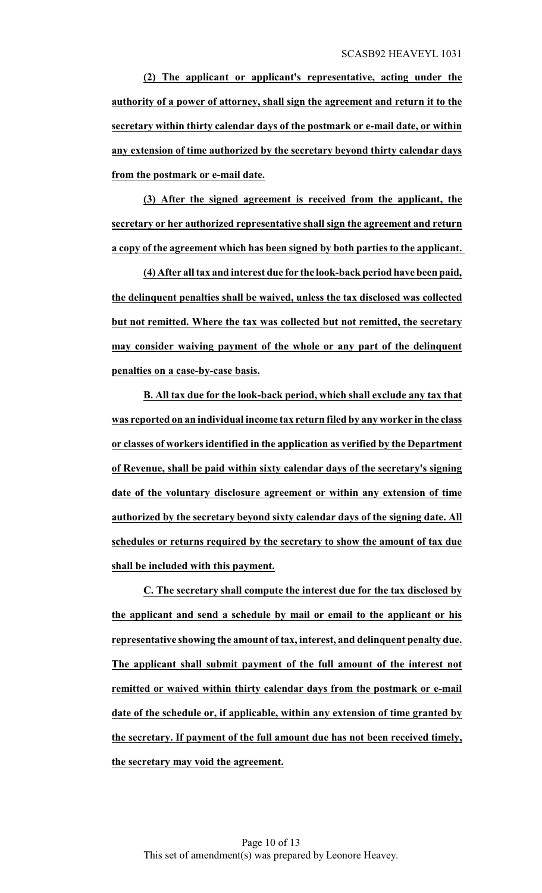**(2) The applicant or applicant's representative, acting under the authority of a power of attorney, shall sign the agreement and return it to the secretary within thirty calendar days of the postmark or e-mail date, or within any extension of time authorized by the secretary beyond thirty calendar days from the postmark or e-mail date.**

**(3) After the signed agreement is received from the applicant, the secretary or her authorized representative shall sign the agreement and return a copy of the agreement which has been signed by both parties to the applicant.**

**(4) After all tax and interest due for the look-back period have been paid, the delinquent penalties shall be waived, unless the tax disclosed was collected but not remitted. Where the tax was collected but not remitted, the secretary may consider waiving payment of the whole or any part of the delinquent penalties on a case-by-case basis.**

**B. All tax due for the look-back period, which shall exclude any tax that was reported on an individual income tax return filed by any worker in the class or classes of workers identified in the application as verified by the Department of Revenue, shall be paid within sixty calendar days of the secretary's signing date of the voluntary disclosure agreement or within any extension of time authorized by the secretary beyond sixty calendar days of the signing date. All schedules or returns required by the secretary to show the amount of tax due shall be included with this payment.**

**C. The secretary shall compute the interest due for the tax disclosed by the applicant and send a schedule by mail or email to the applicant or his representative showing the amount of tax, interest, and delinquent penalty due. The applicant shall submit payment of the full amount of the interest not remitted or waived within thirty calendar days from the postmark or e-mail date of the schedule or, if applicable, within any extension of time granted by the secretary. If payment of the full amount due has not been received timely, the secretary may void the agreement.**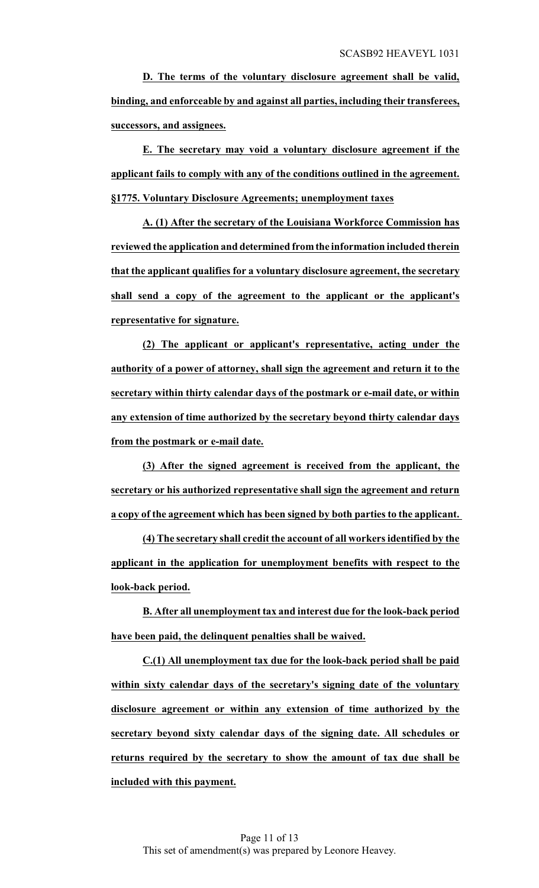**D. The terms of the voluntary disclosure agreement shall be valid, binding, and enforceable by and against all parties, including their transferees, successors, and assignees.**

**E. The secretary may void a voluntary disclosure agreement if the applicant fails to comply with any of the conditions outlined in the agreement.**

**§1775. Voluntary Disclosure Agreements; unemployment taxes**

**A. (1) After the secretary of the Louisiana Workforce Commission has reviewed the application and determined from the information included therein that the applicant qualifies for a voluntary disclosure agreement, the secretary shall send a copy of the agreement to the applicant or the applicant's representative for signature.**

**(2) The applicant or applicant's representative, acting under the authority of a power of attorney, shall sign the agreement and return it to the secretary within thirty calendar days of the postmark or e-mail date, or within any extension of time authorized by the secretary beyond thirty calendar days from the postmark or e-mail date.**

**(3) After the signed agreement is received from the applicant, the secretary or his authorized representative shall sign the agreement and return a copy of the agreement which has been signed by both parties to the applicant.**

**(4) The secretary shall credit the account of all workers identified by the applicant in the application for unemployment benefits with respect to the look-back period.**

**B. After all unemployment tax and interest due for the look-back period have been paid, the delinquent penalties shall be waived.**

**C.(1) All unemployment tax due for the look-back period shall be paid within sixty calendar days of the secretary's signing date of the voluntary disclosure agreement or within any extension of time authorized by the secretary beyond sixty calendar days of the signing date. All schedules or returns required by the secretary to show the amount of tax due shall be included with this payment.**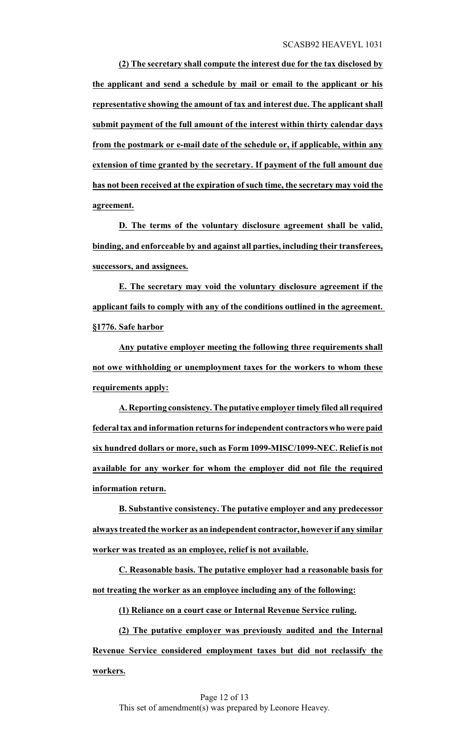**(2) The secretary shall compute the interest due for the tax disclosed by the applicant and send a schedule by mail or email to the applicant or his representative showing the amount of tax and interest due. The applicant shall submit payment of the full amount of the interest within thirty calendar days from the postmark or e-mail date of the schedule or, if applicable, within any extension of time granted by the secretary. If payment of the full amount due has not been received at the expiration of such time, the secretary may void the agreement.**

**D. The terms of the voluntary disclosure agreement shall be valid, binding, and enforceable by and against all parties, including their transferees, successors, and assignees.**

**E. The secretary may void the voluntary disclosure agreement if the applicant fails to comply with any of the conditions outlined in the agreement.**

**§1776. Safe harbor**

**Any putative employer meeting the following three requirements shall not owe withholding or unemployment taxes for the workers to whom these requirements apply:**

**A. Reporting consistency. The putative employer timely filed all required federal tax and information returns for independent contractors who were paid six hundred dollars or more, such as Form 1099-MISC/1099-NEC. Relief is not available for any worker for whom the employer did not file the required information return.**

**B. Substantive consistency. The putative employer and any predecessor always treated the worker as an independent contractor, however if any similar worker was treated as an employee, relief is not available.**

**C. Reasonable basis. The putative employer had a reasonable basis for not treating the worker as an employee including any of the following:**

**(1) Reliance on a court case or Internal Revenue Service ruling.**

**(2) The putative employer was previously audited and the Internal Revenue Service considered employment taxes but did not reclassify the workers.**

This set of amendment(s) was prepared by Leonore Heavey.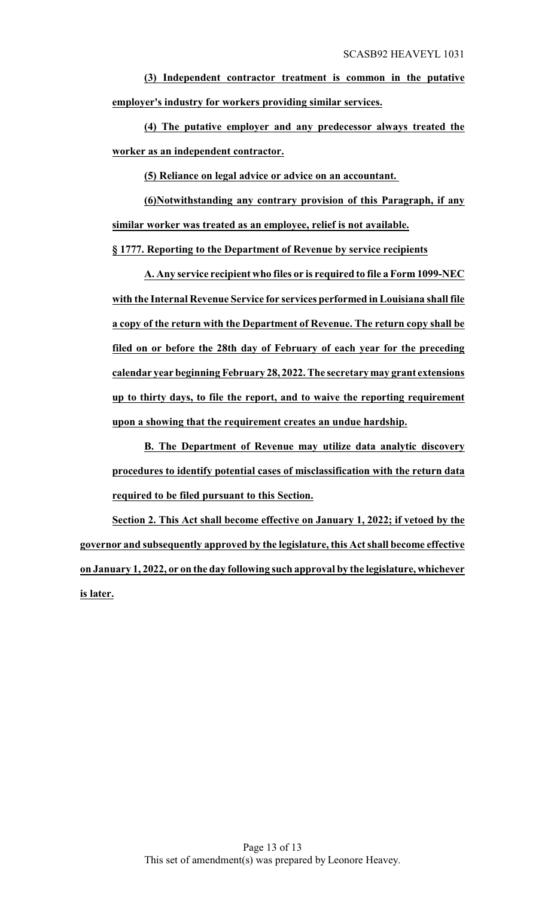**(3) Independent contractor treatment is common in the putative employer's industry for workers providing similar services.**

**(4) The putative employer and any predecessor always treated the worker as an independent contractor.**

**(5) Reliance on legal advice or advice on an accountant.**

**(6)Notwithstanding any contrary provision of this Paragraph, if any similar worker was treated as an employee, relief is not available.**

**§ 1777. Reporting to the Department of Revenue by service recipients**

**A. Any service recipient who files or is required to file a Form 1099-NEC with the Internal Revenue Service for services performed in Louisiana shall file a copy of the return with the Department of Revenue. The return copy shall be filed on or before the 28th day of February of each year for the preceding calendar year beginning February 28, 2022. The secretary may grant extensions up to thirty days, to file the report, and to waive the reporting requirement upon a showing that the requirement creates an undue hardship.**

**B. The Department of Revenue may utilize data analytic discovery procedures to identify potential cases of misclassification with the return data required to be filed pursuant to this Section.**

**Section 2. This Act shall become effective on January 1, 2022; if vetoed by the governor and subsequently approved by the legislature, this Act shall become effective on January 1, 2022, or on the day following such approval by the legislature, whichever is later.**

This set of amendment(s) was prepared by Leonore Heavey.